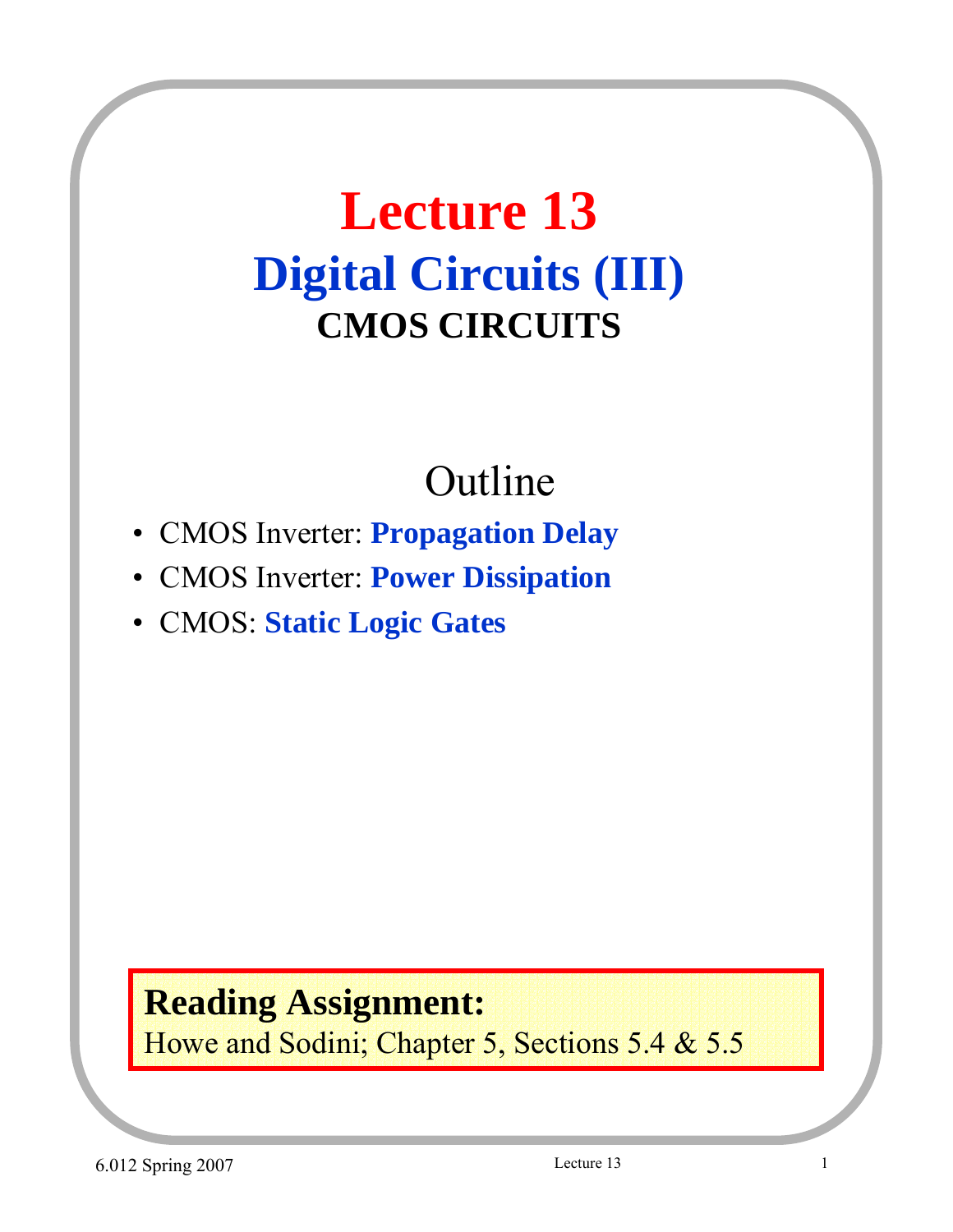# Lecture 13

## Digital Circuits (III)

### CMOS CIRCUITS

## Outline

- CMOS Inverter: **Propagation Delay**
- CMOS Inverter: **Power Dissipation**
- CMOS: **Static Logic Gates**

**Reading Assignment:**
Howe and Sodini; Chapter 5, Sections 5.4 & 5.5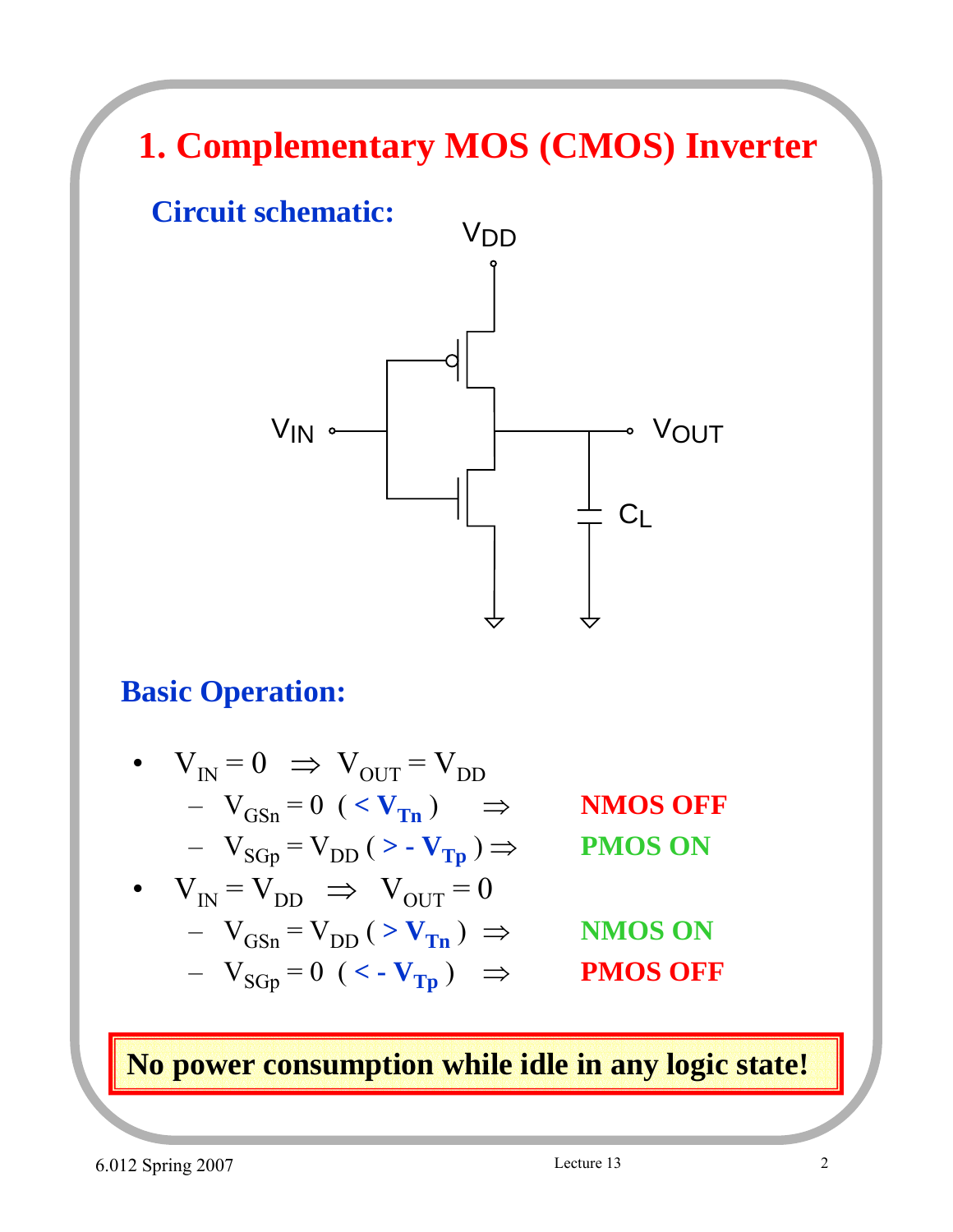# 1. Complementary MOS (CMOS) Inverter

## Circuit schematic:

## Basic Operation:

- $V_{IN} = 0 \Rightarrow V_{OUT} = V_{DD}$
  - $V_{GSn} = 0$ ( $< V_{Tn}$ ) $\Rightarrow$ **NMOS OFF**
  - $V_{SGp} = V_{DD}$ ( $> -V_{Tp}$ ) $\Rightarrow$ **PMOS ON**
- $V_{IN} = V_{DD} \Rightarrow V_{OUT} = 0$
  - $V_{GSn} = V_{DD}$ ( $> V_{Tn}$ ) $\Rightarrow$ **NMOS ON**
  - $V_{SGp} = 0$ ( $< -V_{Tp}$ ) $\Rightarrow$ **PMOS OFF**

**No power consumption while idle in any logic state!**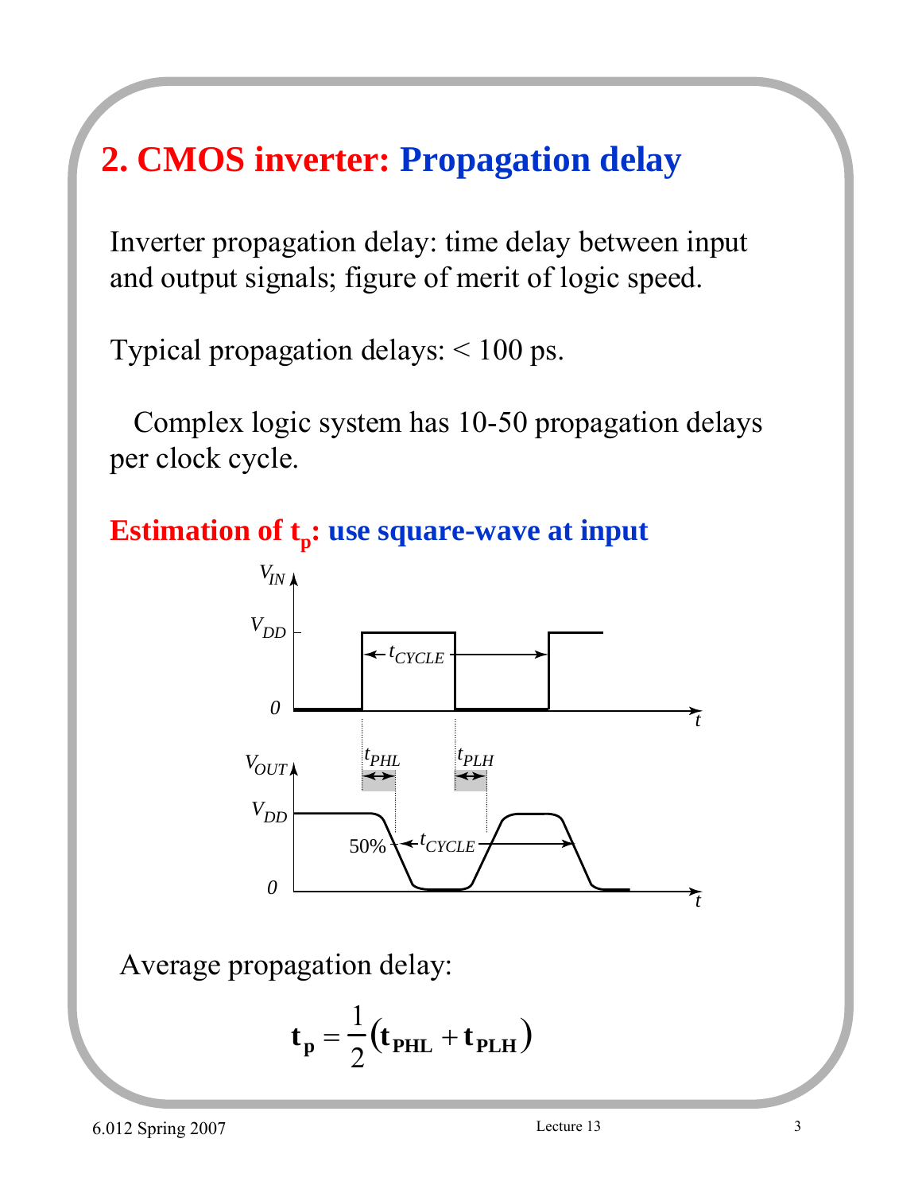# 2. CMOS inverter: Propagation delay

Inverter propagation delay: time delay between input and output signals; figure of merit of logic speed.

Typical propagation delays: < 100 ps.

Complex logic system has 10-50 propagation delays per clock cycle.

## Estimation of $t_p$: use square-wave at input

Average propagation delay:

$$\mathbf{t_p} = \frac{1}{2}\left(\mathbf{t_{PHL}} + \mathbf{t_{PLH}}\right)$$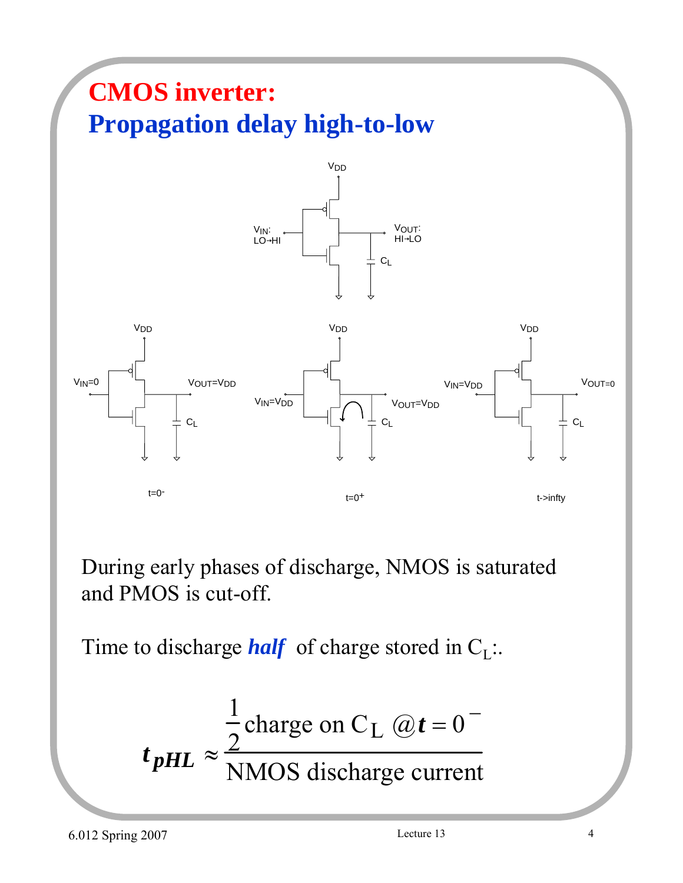# CMOS inverter:
## Propagation delay high-to-low

During early phases of discharge, NMOS is saturated and PMOS is cut-off.

Time to discharge ***half*** of charge stored in $C_L$:.

$$t_{pHL} \approx \frac{\frac{1}{2}\text{charge on } C_L \ @ t = 0^-}{\text{NMOS discharge current}}$$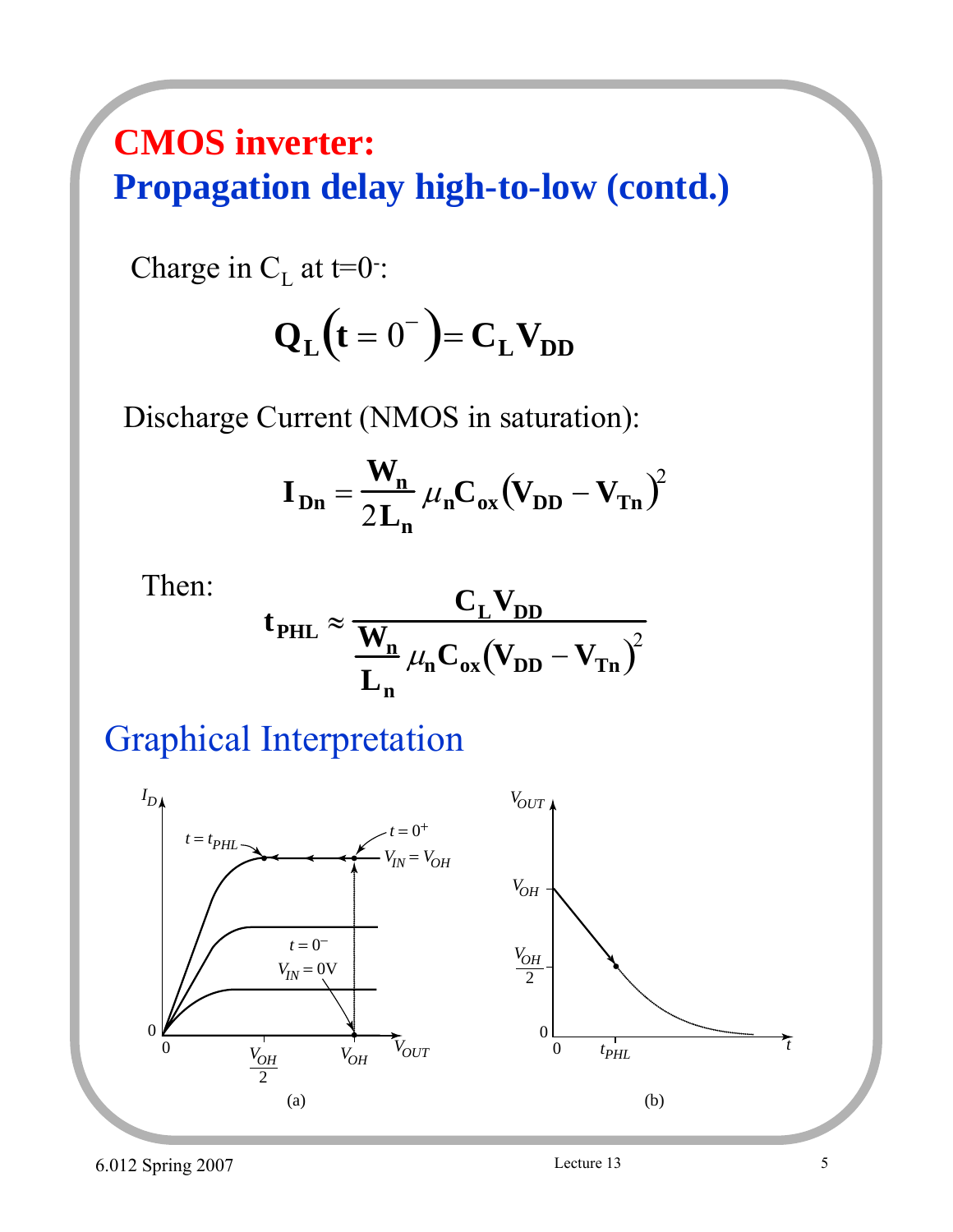# CMOS inverter:
## Propagation delay high-to-low (contd.)

Charge in $C_L$ at $t=0^-$:

$$\mathbf{Q_L}\left(\mathbf{t} = 0^-\right) = \mathbf{C_L V_{DD}}$$

Discharge Current (NMOS in saturation):

$$\mathbf{I_{Dn}} = \frac{\mathbf{W_n}}{2\mathbf{L_n}} \mu_\mathbf{n} \mathbf{C_{ox}} \left(\mathbf{V_{DD}} - \mathbf{V_{Tn}}\right)^2$$

Then:

$$\mathbf{t_{PHL}} \approx \frac{\mathbf{C_L V_{DD}}}{\frac{\mathbf{W_n}}{\mathbf{L_n}} \mu_\mathbf{n} \mathbf{C_{ox}} \left(\mathbf{V_{DD}} - \mathbf{V_{Tn}}\right)^2}$$

## Graphical Interpretation

(a)

(b)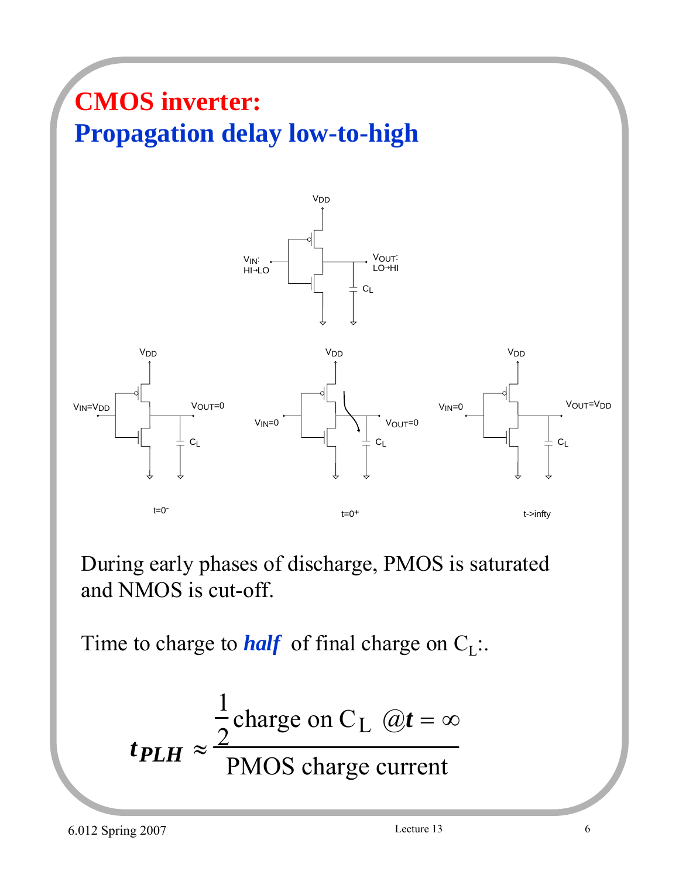# CMOS inverter:
## Propagation delay low-to-high

During early phases of discharge, PMOS is saturated and NMOS is cut-off.

Time to charge to ***half*** of final charge on $C_L$:.

$$t_{PLH} \approx \frac{\frac{1}{2}\text{charge on } C_L \ @t = \infty}{\text{PMOS charge current}}$$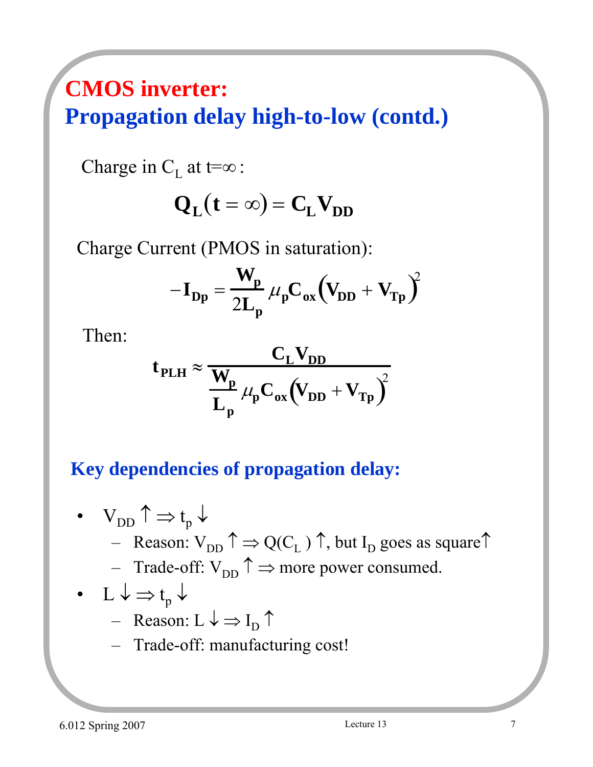# CMOS inverter:
## Propagation delay high-to-low (contd.)

Charge in $C_L$ at t=∞:

$$\mathbf{Q_L(t = \infty) = C_L V_{DD}}$$

Charge Current (PMOS in saturation):

$$-\mathbf{I_{Dp}} = \frac{\mathbf{W_p}}{2\mathbf{L_p}} \mu_\mathbf{p} \mathbf{C_{ox}} \left(\mathbf{V_{DD}} + \mathbf{V_{Tp}}\right)^2$$

Then:

$$\mathbf{t_{PLH}} \approx \frac{\mathbf{C_L V_{DD}}}{\frac{\mathbf{W_p}}{\mathbf{L_p}} \mu_\mathbf{p} \mathbf{C_{ox}} \left(\mathbf{V_{DD}} + \mathbf{V_{Tp}}\right)^2}$$

### Key dependencies of propagation delay:

- $V_{DD} \uparrow \Rightarrow t_p \downarrow$
  - Reason: $V_{DD} \uparrow \Rightarrow Q(C_L) \uparrow$, but $I_D$ goes as square$\uparrow$
  - Trade-off: $V_{DD} \uparrow \Rightarrow$ more power consumed.
- $L \downarrow \Rightarrow t_p \downarrow$
  - Reason: $L \downarrow \Rightarrow I_D \uparrow$
  - Trade-off: manufacturing cost!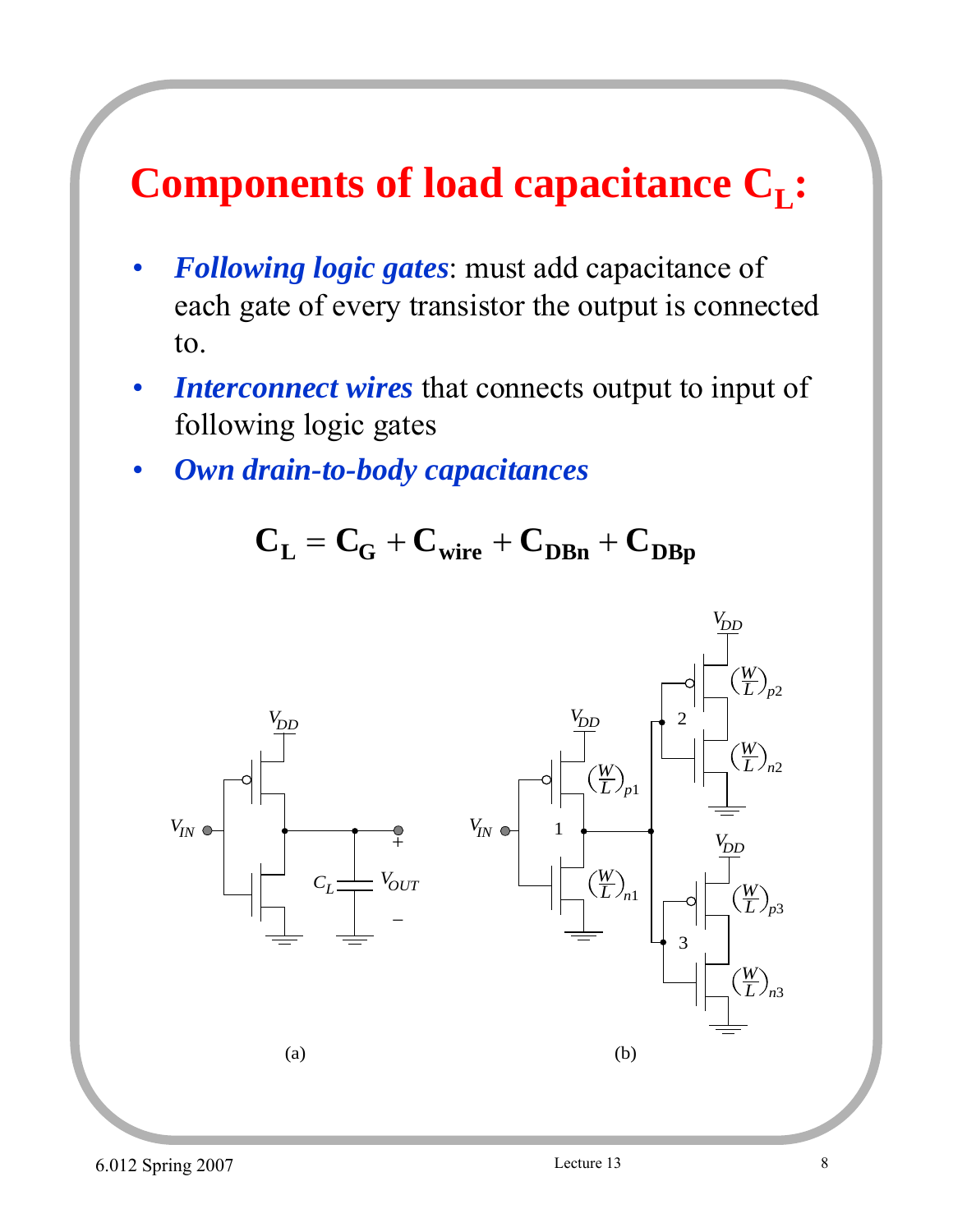# Components of load capacitance $C_L$:

- ***Following logic gates***: must add capacitance of each gate of every transistor the output is connected to.
- ***Interconnect wires*** that connects output to input of following logic gates
- ***Own drain-to-body capacitances***

$$\mathbf{C_L = C_G + C_{wire} + C_{DBn} + C_{DBp}}$$

(a)

(b)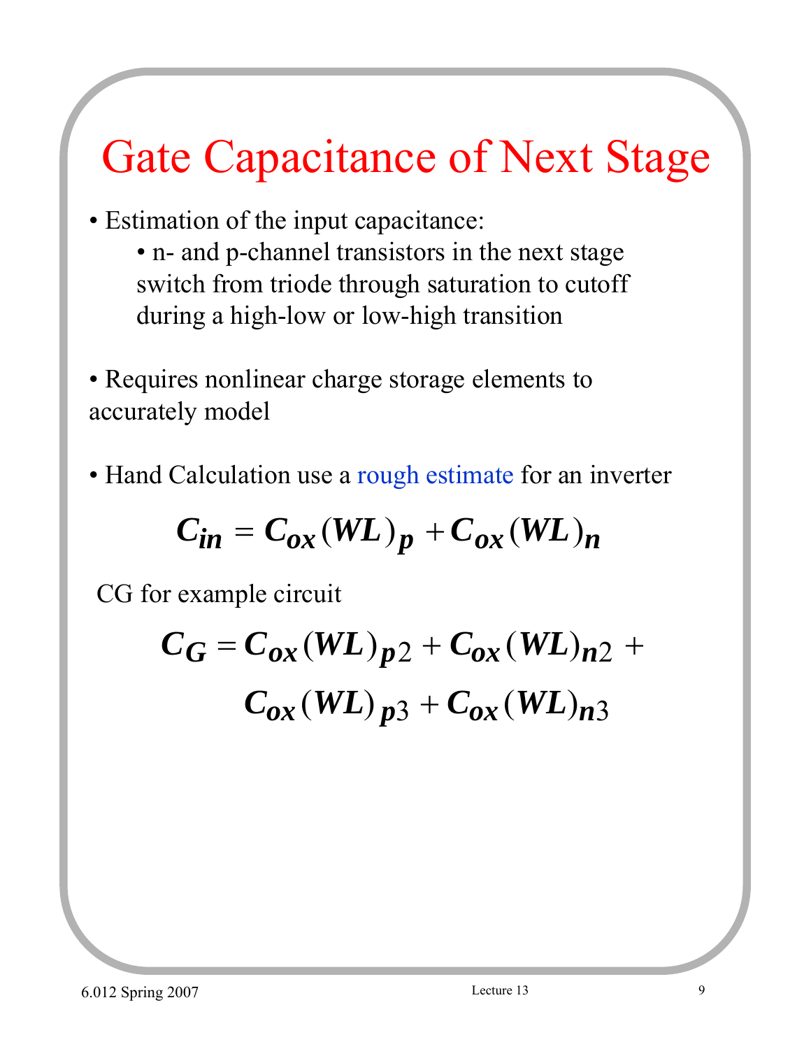# Gate Capacitance of Next Stage

- Estimation of the input capacitance:
  - n- and p-channel transistors in the next stage switch from triode through saturation to cutoff during a high-low or low-high transition

- Requires nonlinear charge storage elements to accurately model

- Hand Calculation use a rough estimate for an inverter

$$C_{in} = C_{ox}(WL)_p + C_{ox}(WL)_n$$

CG for example circuit

$$C_G = C_{ox}(WL)_{p2} + C_{ox}(WL)_{n2} + C_{ox}(WL)_{p3} + C_{ox}(WL)_{n3}$$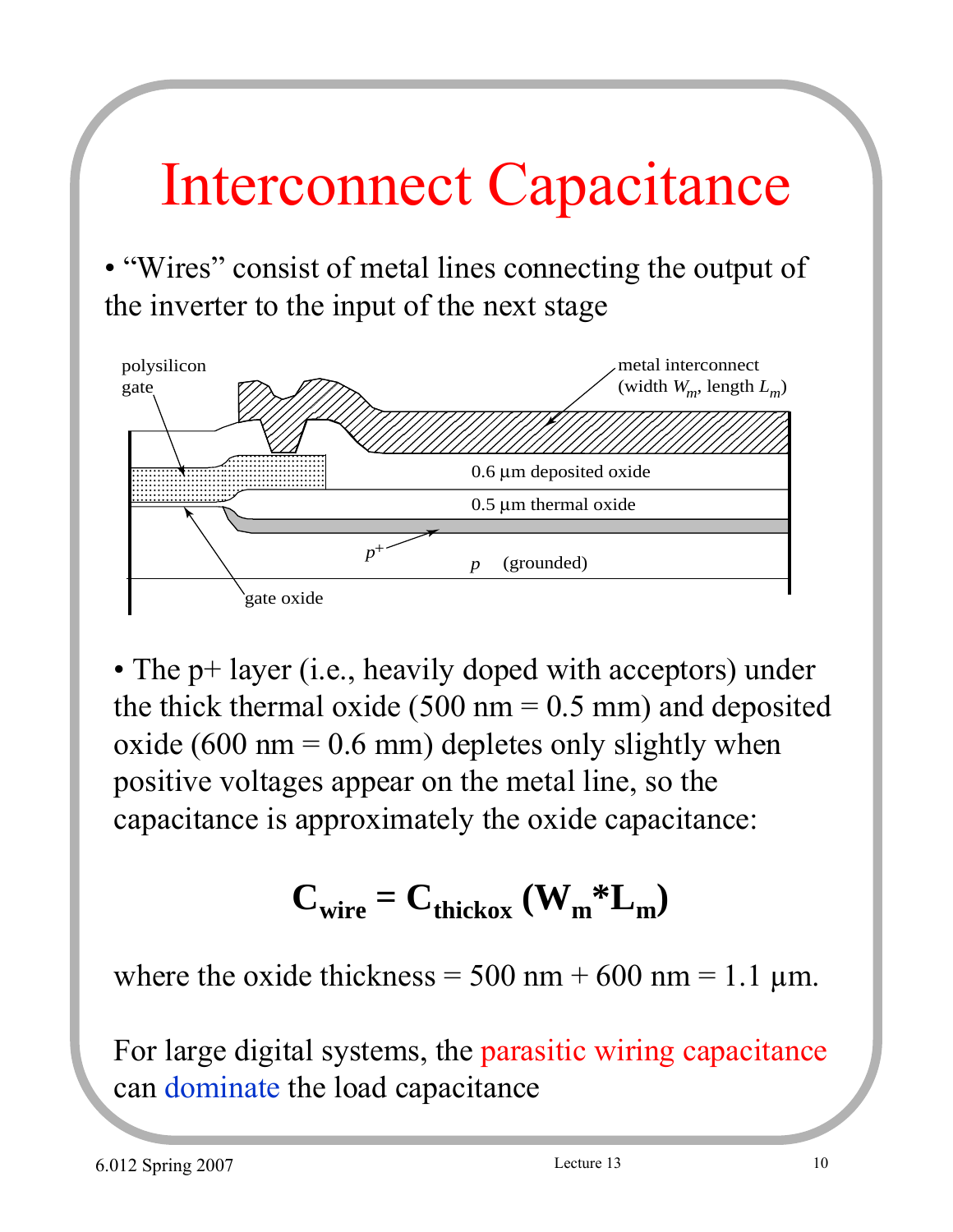# Interconnect Capacitance

- "Wires" consist of metal lines connecting the output of the inverter to the input of the next stage

polysilicon gate

metal interconnect (width $W_m$, length $L_m$)

0.6 μm deposited oxide

0.5 μm thermal oxide

$p^+$

$p$ (grounded)

gate oxide

- The p+ layer (i.e., heavily doped with acceptors) under the thick thermal oxide (500 nm = 0.5 mm) and deposited oxide (600 nm = 0.6 mm) depletes only slightly when positive voltages appear on the metal line, so the capacitance is approximately the oxide capacitance:

$$\mathbf{C_{wire} = C_{thickox}\,(W_m * L_m)}$$

where the oxide thickness = 500 nm + 600 nm = 1.1 μm.

For large digital systems, the parasitic wiring capacitance can dominate the load capacitance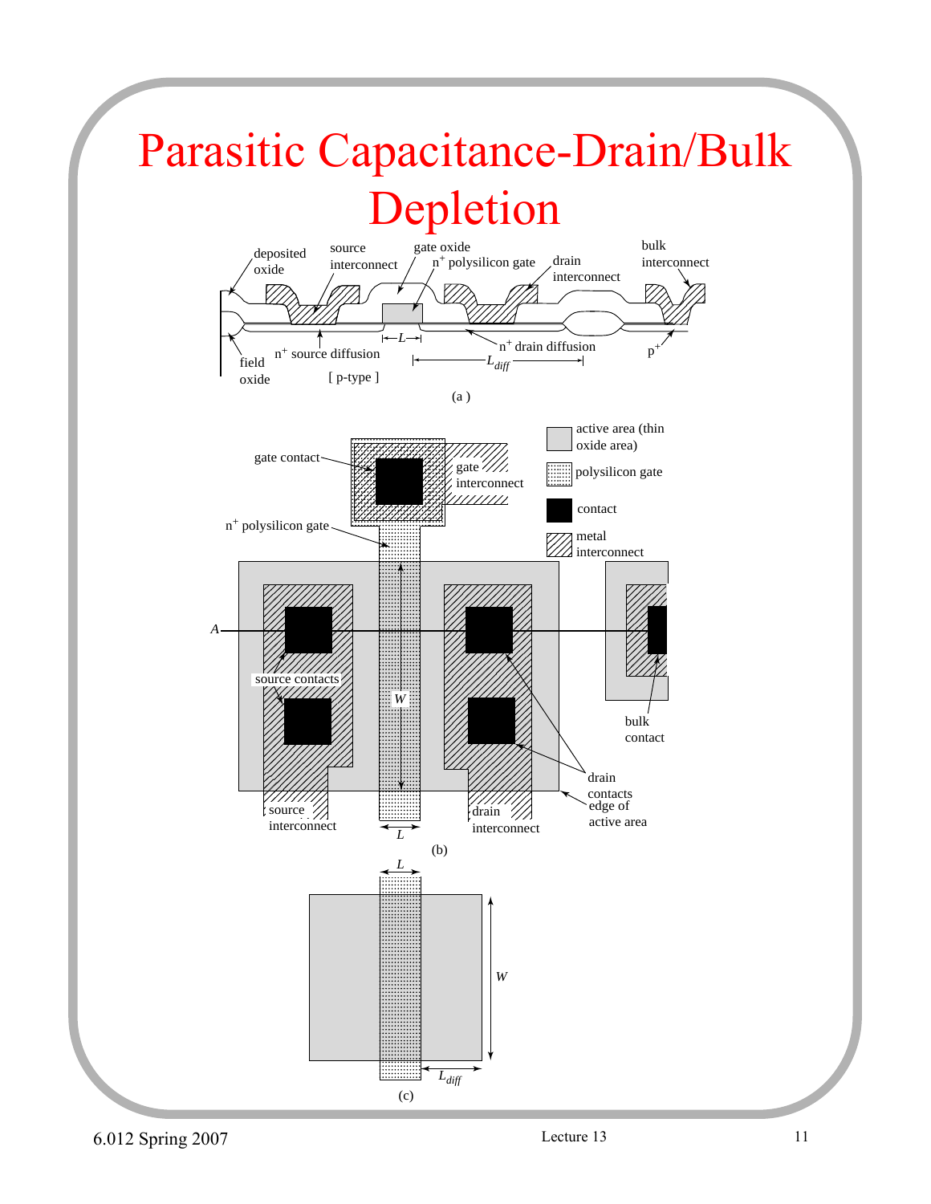# Parasitic Capacitance-Drain/Bulk Depletion

(a)

(b)

(c)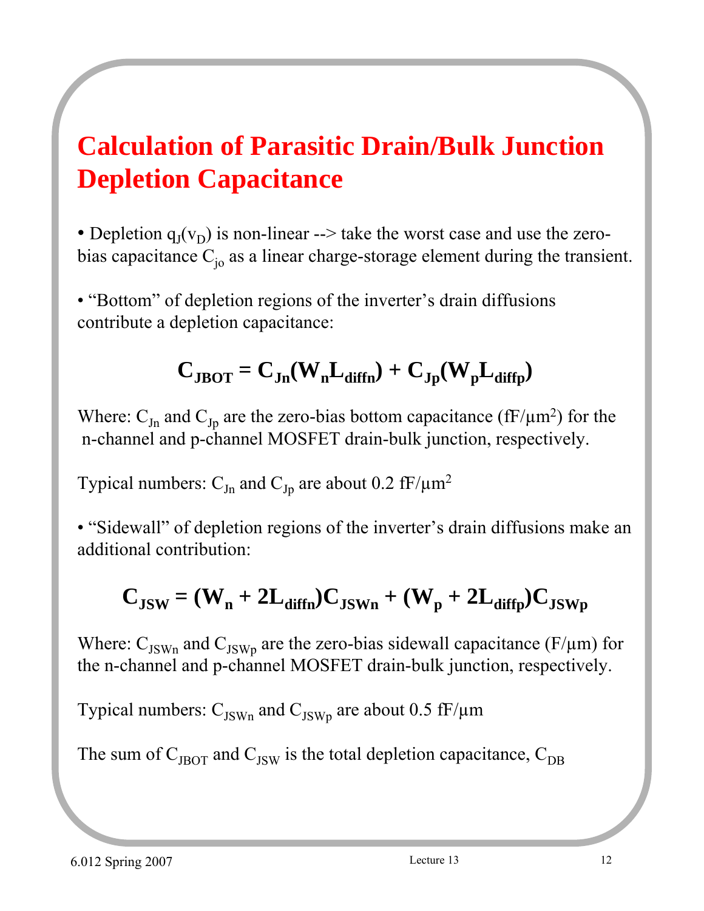# Calculation of Parasitic Drain/Bulk Junction Depletion Capacitance

- Depletion $q_J(v_D)$ is non-linear --> take the worst case and use the zero-bias capacitance $C_{jo}$ as a linear charge-storage element during the transient.

- "Bottom" of depletion regions of the inverter's drain diffusions contribute a depletion capacitance:

$$\mathbf{C_{JBOT} = C_{Jn}(W_n L_{diffn}) + C_{Jp}(W_p L_{diffp})}$$

Where: $C_{Jn}$ and $C_{Jp}$ are the zero-bias bottom capacitance (fF/μm$^2$) for the n-channel and p-channel MOSFET drain-bulk junction, respectively.

Typical numbers: $C_{Jn}$ and $C_{Jp}$ are about 0.2 fF/μm$^2$

- "Sidewall" of depletion regions of the inverter's drain diffusions make an additional contribution:

$$\mathbf{C_{JSW} = (W_n + 2L_{diffn})C_{JSWn} + (W_p + 2L_{diffp})C_{JSWp}}$$

Where: $C_{JSWn}$ and $C_{JSWp}$ are the zero-bias sidewall capacitance (F/μm) for the n-channel and p-channel MOSFET drain-bulk junction, respectively.

Typical numbers: $C_{JSWn}$ and $C_{JSWp}$ are about 0.5 fF/μm

The sum of $C_{JBOT}$ and $C_{JSW}$ is the total depletion capacitance, $C_{DB}$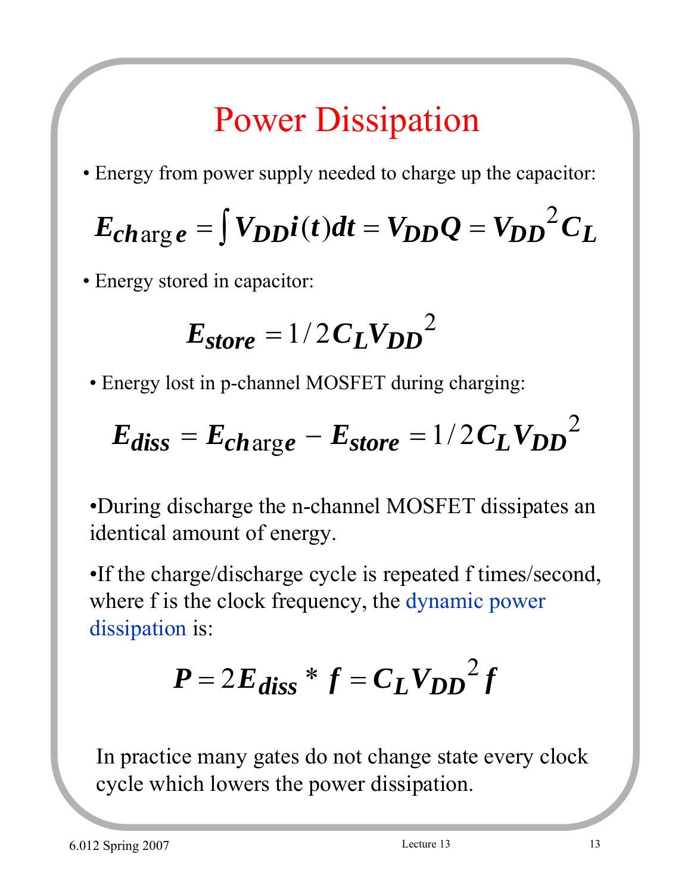# Power Dissipation

- Energy from power supply needed to charge up the capacitor:

$$E_{charge} = \int V_{DD} i(t) dt = V_{DD} Q = V_{DD}^2 C_L$$

- Energy stored in capacitor:

$$E_{store} = 1/2 C_L V_{DD}^2$$

- Energy lost in p-channel MOSFET during charging:

$$E_{diss} = E_{charge} - E_{store} = 1/2 C_L V_{DD}^2$$

- During discharge the n-channel MOSFET dissipates an identical amount of energy.

- If the charge/discharge cycle is repeated f times/second, where f is the clock frequency, the dynamic power dissipation is:

$$P = 2E_{diss} * f = C_L V_{DD}^2 f$$

In practice many gates do not change state every clock cycle which lowers the power dissipation.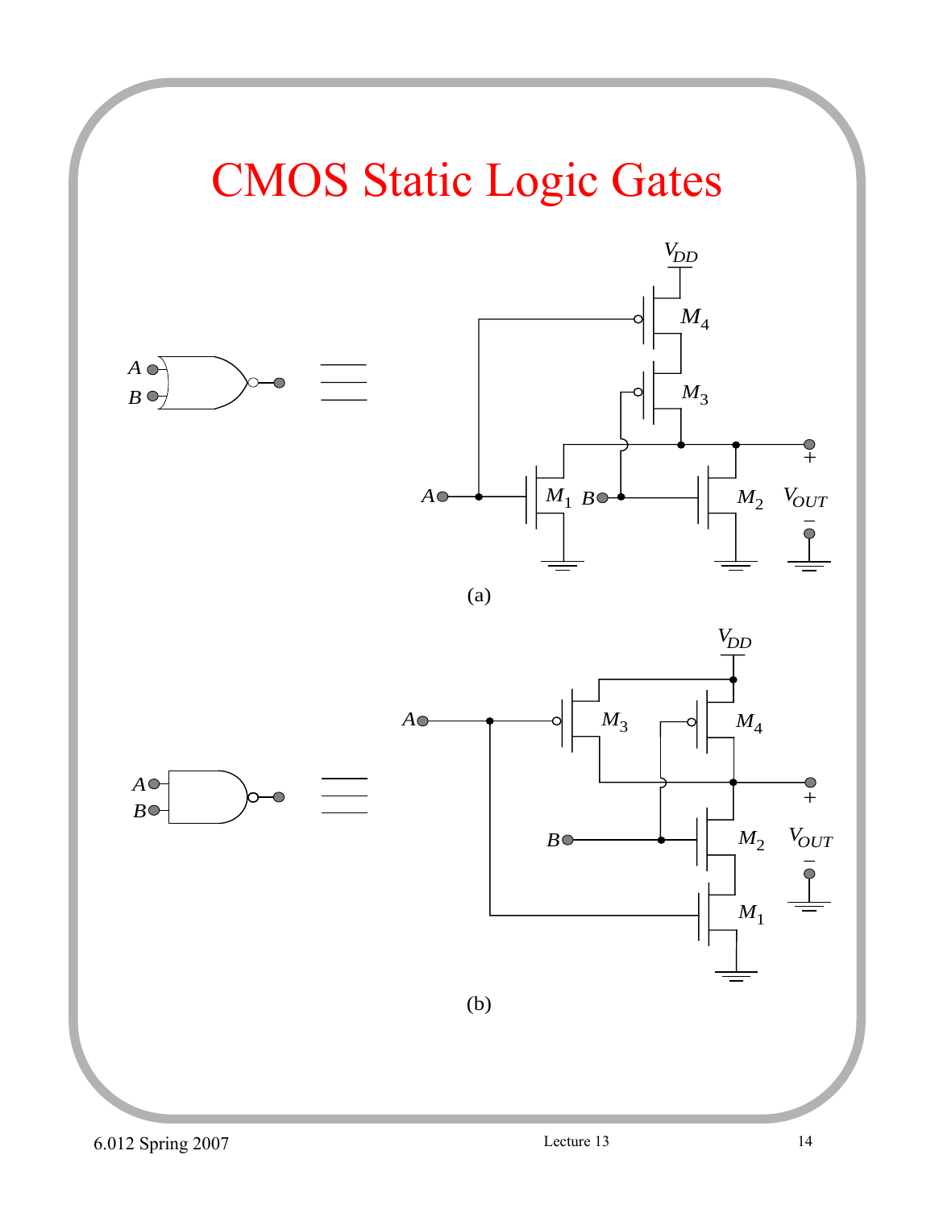# CMOS Static Logic Gates

(a)

(b)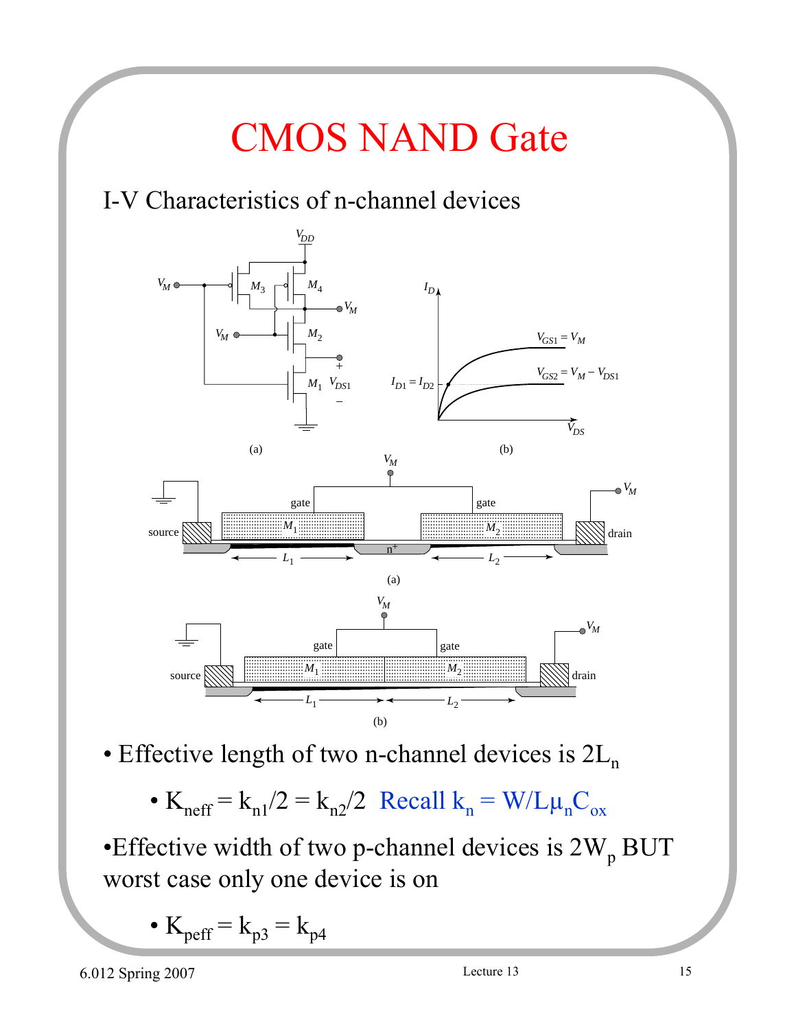# CMOS NAND Gate

I-V Characteristics of n-channel devices

(a)

(b)

(a)

(b)

- Effective length of two n-channel devices is $2L_n$
  - $K_{neff} = k_{n1}/2 = k_{n2}/2$ Recall $k_n = W/L\mu_n C_{ox}$
- Effective width of two p-channel devices is $2W_p$ BUT worst case only one device is on
  - $K_{peff} = k_{p3} = k_{p4}$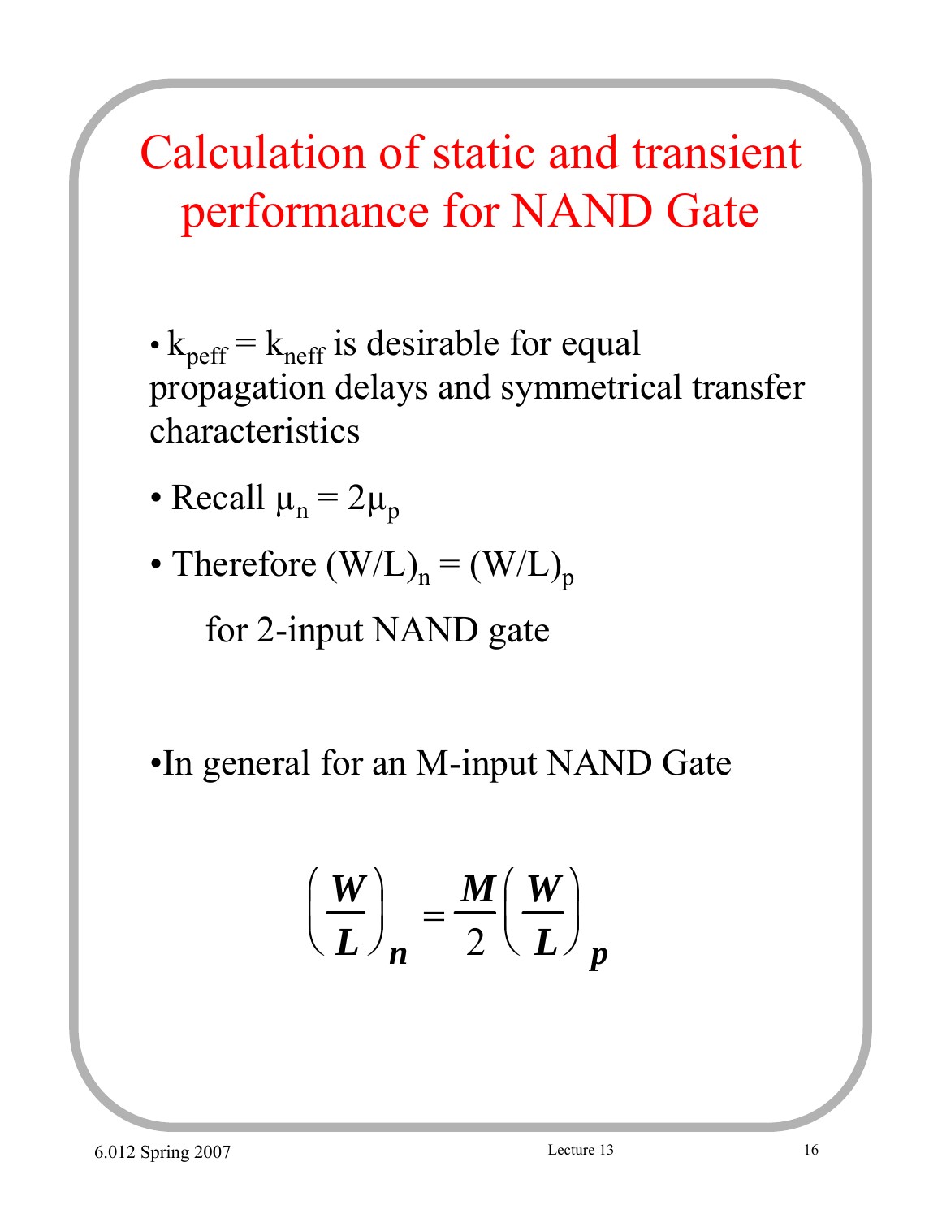# Calculation of static and transient performance for NAND Gate

- $k_{peff} = k_{neff}$ is desirable for equal propagation delays and symmetrical transfer characteristics
- Recall $\mu_n = 2\mu_p$
- Therefore $(W/L)_n = (W/L)_p$

  for 2-input NAND gate

- In general for an M-input NAND Gate

$$\left(\frac{W}{L}\right)_n = \frac{M}{2}\left(\frac{W}{L}\right)_p$$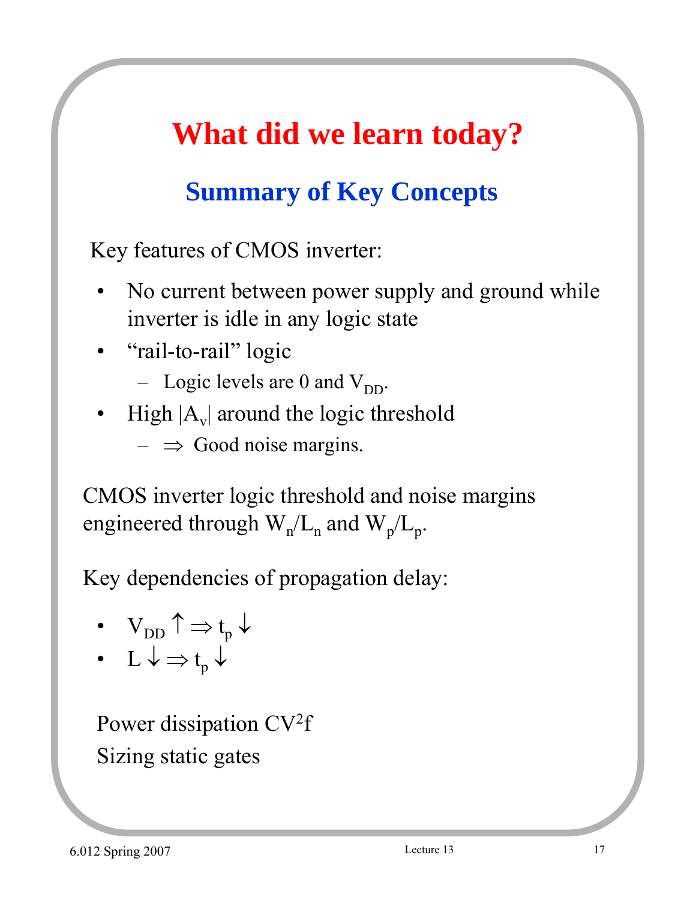# What did we learn today?

## Summary of Key Concepts

Key features of CMOS inverter:

- No current between power supply and ground while inverter is idle in any logic state
- "rail-to-rail" logic
  - Logic levels are 0 and $V_{DD}$.
- High $|A_v|$ around the logic threshold
  - $\Rightarrow$ Good noise margins.

CMOS inverter logic threshold and noise margins engineered through $W_n/L_n$ and $W_p/L_p$.

Key dependencies of propagation delay:

- $V_{DD} \uparrow \Rightarrow t_p \downarrow$
- $L \downarrow \Rightarrow t_p \downarrow$

Power dissipation $CV^2f$

Sizing static gates